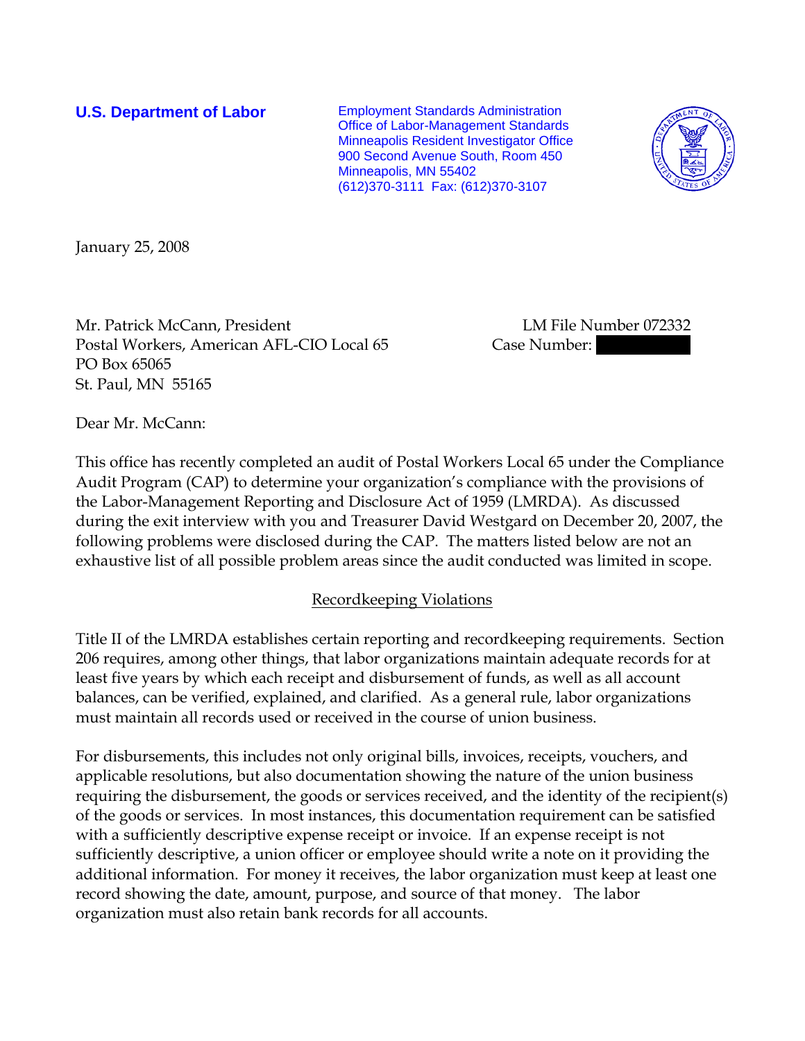**U.S. Department of Labor**

Employment Standards Administration
Office of Labor-Management Standards
Minneapolis Resident Investigator Office
900 Second Avenue South, Room 450
Minneapolis, MN 55402
(612)370-3111 Fax: (612)370-3107

January 25, 2008

Mr. Patrick McCann, President
Postal Workers, American AFL-CIO Local 65
PO Box 65065
St. Paul, MN 55165

LM File Number 072332
Case Number:

Dear Mr. McCann:

This office has recently completed an audit of Postal Workers Local 65 under the Compliance Audit Program (CAP) to determine your organization's compliance with the provisions of the Labor-Management Reporting and Disclosure Act of 1959 (LMRDA). As discussed during the exit interview with you and Treasurer David Westgard on December 20, 2007, the following problems were disclosed during the CAP. The matters listed below are not an exhaustive list of all possible problem areas since the audit conducted was limited in scope.

## Recordkeeping Violations

Title II of the LMRDA establishes certain reporting and recordkeeping requirements. Section 206 requires, among other things, that labor organizations maintain adequate records for at least five years by which each receipt and disbursement of funds, as well as all account balances, can be verified, explained, and clarified. As a general rule, labor organizations must maintain all records used or received in the course of union business.

For disbursements, this includes not only original bills, invoices, receipts, vouchers, and applicable resolutions, but also documentation showing the nature of the union business requiring the disbursement, the goods or services received, and the identity of the recipient(s) of the goods or services. In most instances, this documentation requirement can be satisfied with a sufficiently descriptive expense receipt or invoice. If an expense receipt is not sufficiently descriptive, a union officer or employee should write a note on it providing the additional information. For money it receives, the labor organization must keep at least one record showing the date, amount, purpose, and source of that money. The labor organization must also retain bank records for all accounts.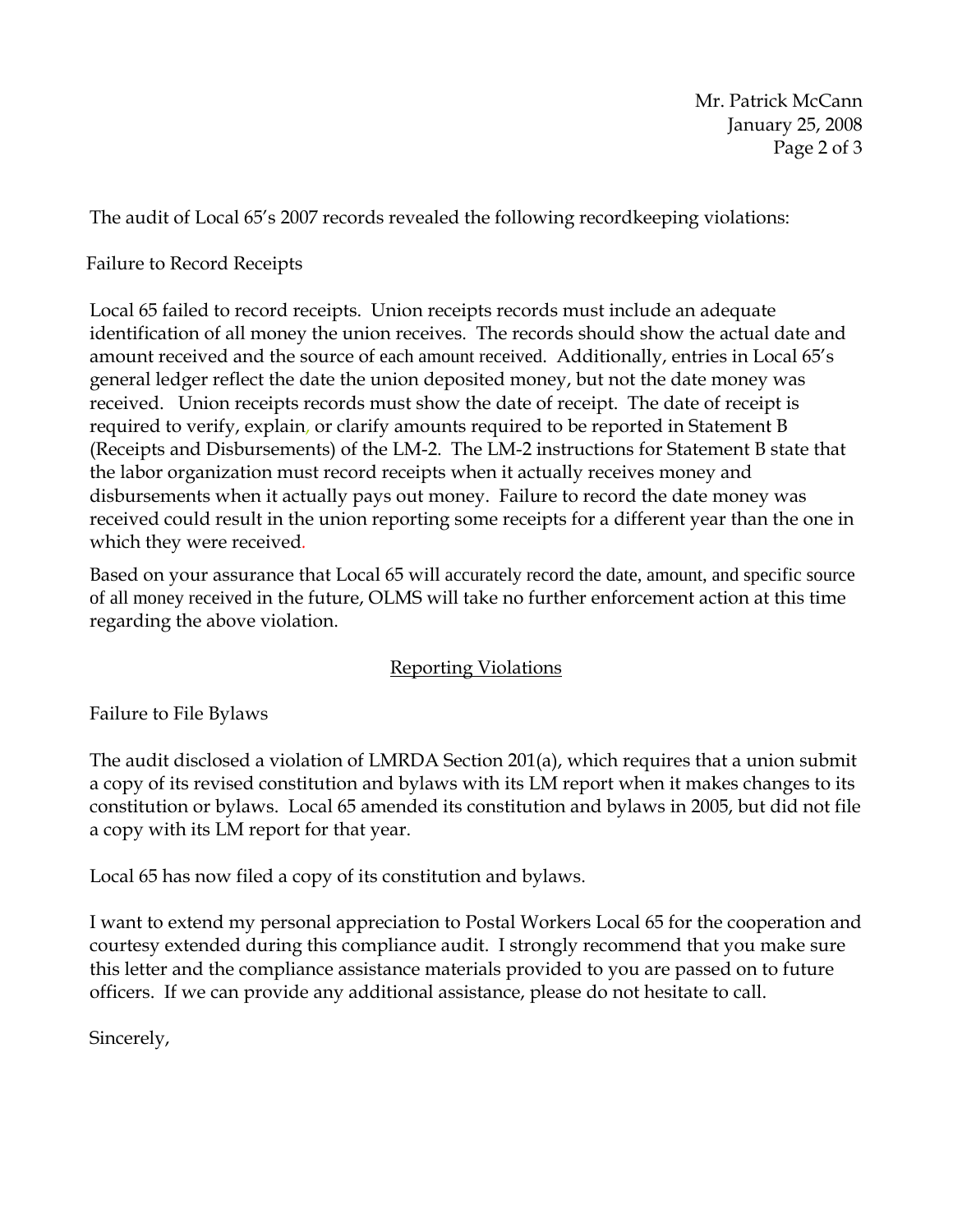The audit of Local 65's 2007 records revealed the following recordkeeping violations:

Failure to Record Receipts

Local 65 failed to record receipts. Union receipts records must include an adequate identification of all money the union receives. The records should show the actual date and amount received and the source of each amount received. Additionally, entries in Local 65's general ledger reflect the date the union deposited money, but not the date money was received. Union receipts records must show the date of receipt. The date of receipt is required to verify, explain, or clarify amounts required to be reported in Statement B (Receipts and Disbursements) of the LM-2. The LM-2 instructions for Statement B state that the labor organization must record receipts when it actually receives money and disbursements when it actually pays out money. Failure to record the date money was received could result in the union reporting some receipts for a different year than the one in which they were received.

Based on your assurance that Local 65 will accurately record the date, amount, and specific source of all money received in the future, OLMS will take no further enforcement action at this time regarding the above violation.

## Reporting Violations

Failure to File Bylaws

The audit disclosed a violation of LMRDA Section 201(a), which requires that a union submit a copy of its revised constitution and bylaws with its LM report when it makes changes to its constitution or bylaws. Local 65 amended its constitution and bylaws in 2005, but did not file a copy with its LM report for that year.

Local 65 has now filed a copy of its constitution and bylaws.

I want to extend my personal appreciation to Postal Workers Local 65 for the cooperation and courtesy extended during this compliance audit. I strongly recommend that you make sure this letter and the compliance assistance materials provided to you are passed on to future officers. If we can provide any additional assistance, please do not hesitate to call.

Sincerely,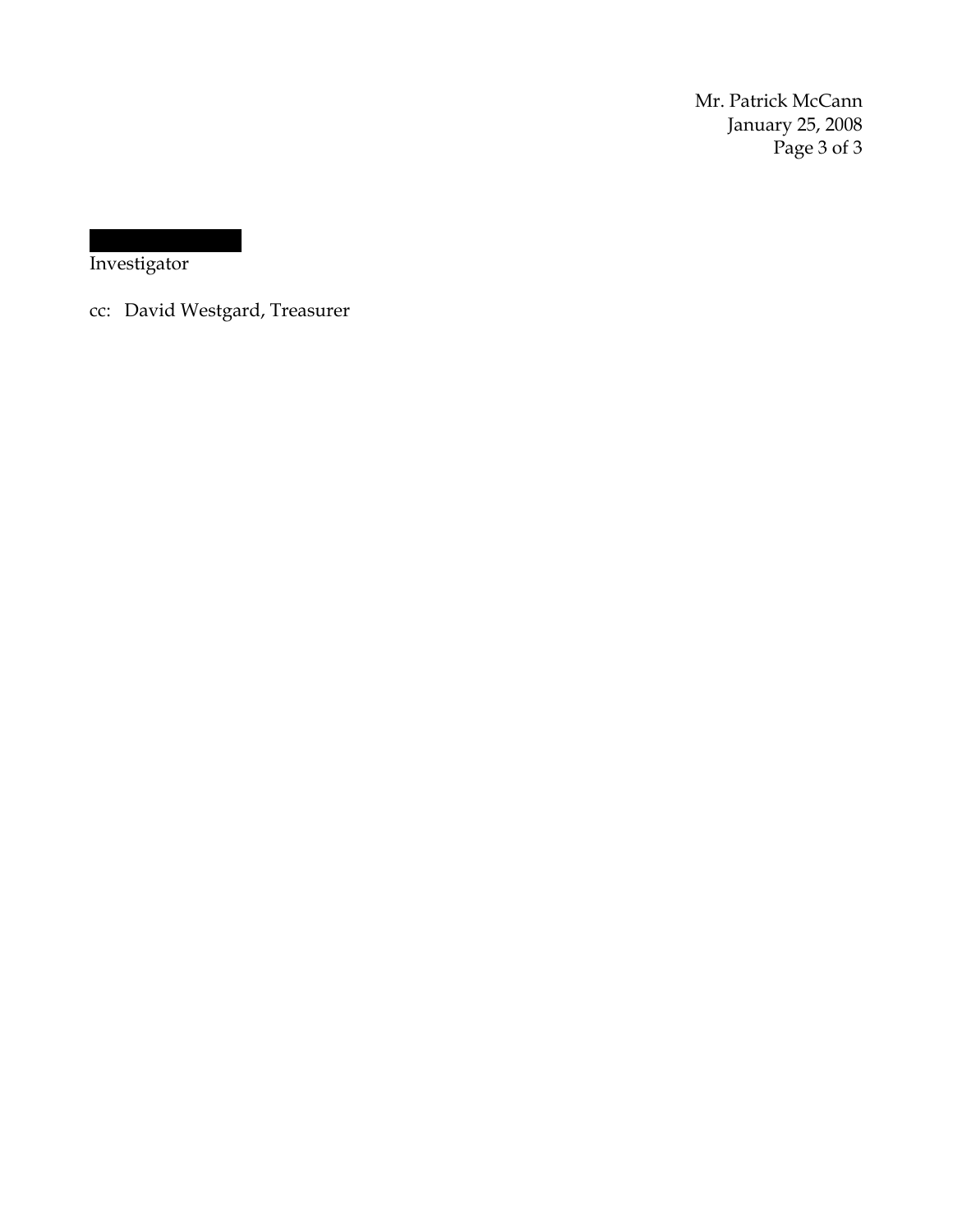Investigator

cc: David Westgard, Treasurer